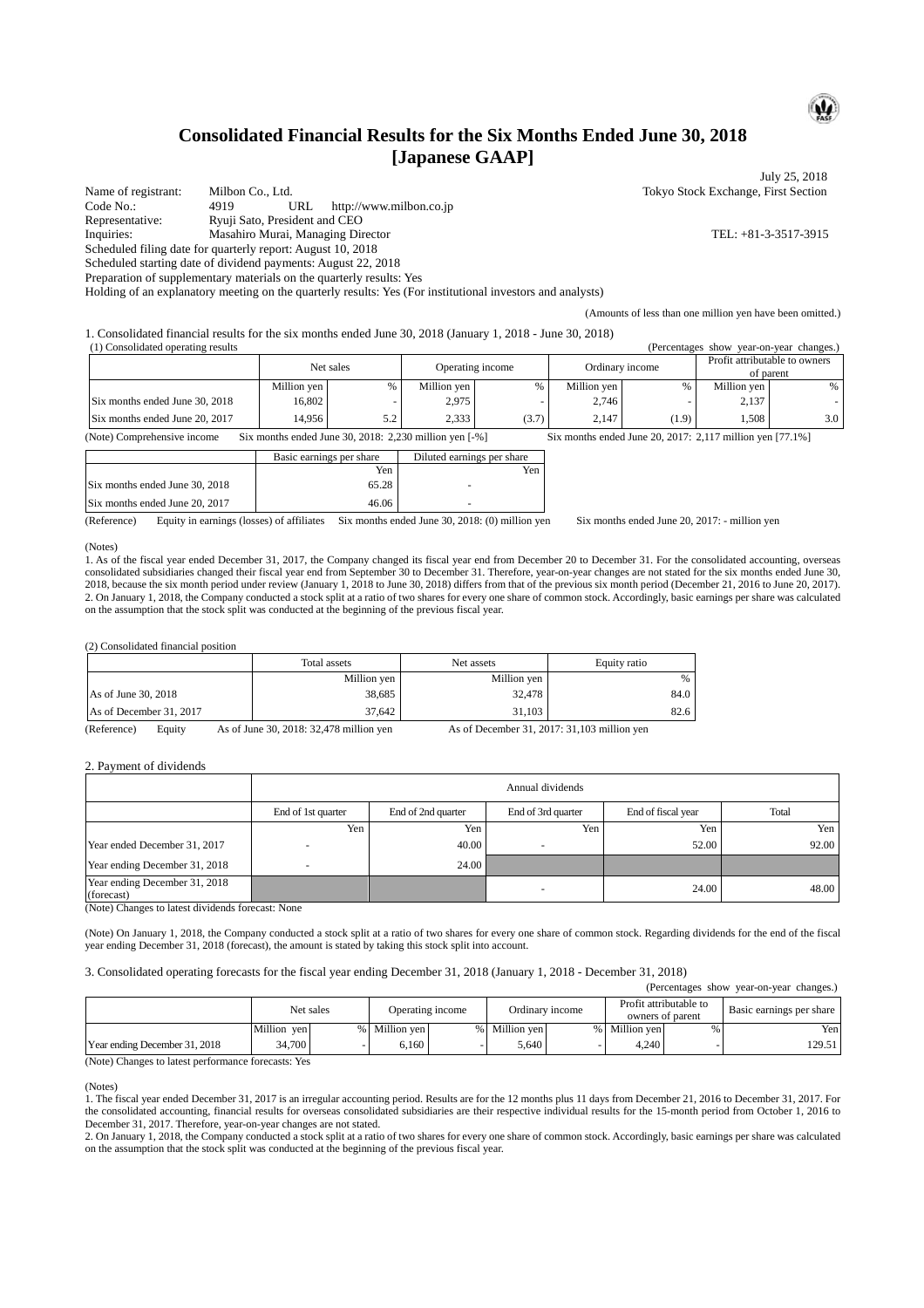# Consolidated Financial Results for the Six Months Ended June 30, 2018
# [Japanese GAAP]

July 25, 2018

Name of registrant: Milbon Co., Ltd. — Tokyo Stock Exchange, First Section
Code No.: 4919 URL http://www.milbon.co.jp
Representative: Ryuji Sato, President and CEO
Inquiries: Masahiro Murai, Managing Director — TEL: +81-3-3517-3915
Scheduled filing date for quarterly report: August 10, 2018
Scheduled starting date of dividend payments: August 22, 2018
Preparation of supplementary materials on the quarterly results: Yes
Holding of an explanatory meeting on the quarterly results: Yes (For institutional investors and analysts)

(Amounts of less than one million yen have been omitted.)

1. Consolidated financial results for the six months ended June 30, 2018 (January 1, 2018 - June 30, 2018)

(1) Consolidated operating results

(Percentages show year-on-year changes.)

| | Net sales | | Operating income | | Ordinary income | | Profit attributable to owners of parent | |
|---|---|---|---|---|---|---|---|---|
| | Million yen | % | Million yen | % | Million yen | % | Million yen | % |
| Six months ended June 30, 2018 | 16,802 | - | 2,975 | - | 2,746 | - | 2,137 | - |
| Six months ended June 20, 2017 | 14,956 | 5.2 | 2,333 | (3.7) | 2,147 | (1.9) | 1,508 | 3.0 |

(Note) Comprehensive income Six months ended June 30, 2018: 2,230 million yen [-%] Six months ended June 20, 2017: 2,117 million yen [77.1%]

| | Basic earnings per share | Diluted earnings per share |
|---|---|---|
| | Yen | Yen |
| Six months ended June 30, 2018 | 65.28 | - |
| Six months ended June 20, 2017 | 46.06 | - |

(Reference) Equity in earnings (losses) of affiliates Six months ended June 30, 2018: (0) million yen Six months ended June 20, 2017: - million yen

(Notes)
1. As of the fiscal year ended December 31, 2017, the Company changed its fiscal year end from December 20 to December 31. For the consolidated accounting, overseas consolidated subsidiaries changed their fiscal year end from September 30 to December 31. Therefore, year-on-year changes are not stated for the six months ended June 30, 2018, because the six month period under review (January 1, 2018 to June 30, 2018) differs from that of the previous six month period (December 21, 2016 to June 20, 2017).
2. On January 1, 2018, the Company conducted a stock split at a ratio of two shares for every one share of common stock. Accordingly, basic earnings per share was calculated on the assumption that the stock split was conducted at the beginning of the previous fiscal year.

(2) Consolidated financial position

| | Total assets | Net assets | Equity ratio |
|---|---|---|---|
| | Million yen | Million yen | % |
| As of June 30, 2018 | 38,685 | 32,478 | 84.0 |
| As of December 31, 2017 | 37,642 | 31,103 | 82.6 |

(Reference) Equity As of June 30, 2018: 32,478 million yen As of December 31, 2017: 31,103 million yen

2. Payment of dividends

| | Annual dividends | | | | |
|---|---|---|---|---|---|
| | End of 1st quarter | End of 2nd quarter | End of 3rd quarter | End of fiscal year | Total |
| | Yen | Yen | Yen | Yen | Yen |
| Year ended December 31, 2017 | - | 40.00 | - | 52.00 | 92.00 |
| Year ending December 31, 2018 | - | 24.00 | | | |
| Year ending December 31, 2018 (forecast) | | | - | 24.00 | 48.00 |

(Note) Changes to latest dividends forecast: None

(Note) On January 1, 2018, the Company conducted a stock split at a ratio of two shares for every one share of common stock. Regarding dividends for the end of the fiscal year ending December 31, 2018 (forecast), the amount is stated by taking this stock split into account.

3. Consolidated operating forecasts for the fiscal year ending December 31, 2018 (January 1, 2018 - December 31, 2018)

(Percentages show year-on-year changes.)

| | Net sales | | Operating income | | Ordinary income | | Profit attributable to owners of parent | | Basic earnings per share |
|---|---|---|---|---|---|---|---|---|---|
| | Million yen | % | Million yen | % | Million yen | % | Million yen | % | Yen |
| Year ending December 31, 2018 | 34,700 | - | 6,160 | - | 5,640 | - | 4,240 | - | 129.51 |

(Note) Changes to latest performance forecasts: Yes

(Notes)
1. The fiscal year ended December 31, 2017 is an irregular accounting period. Results are for the 12 months plus 11 days from December 21, 2016 to December 31, 2017. For the consolidated accounting, financial results for overseas consolidated subsidiaries are their respective individual results for the 15-month period from October 1, 2016 to December 31, 2017. Therefore, year-on-year changes are not stated.
2. On January 1, 2018, the Company conducted a stock split at a ratio of two shares for every one share of common stock. Accordingly, basic earnings per share was calculated on the assumption that the stock split was conducted at the beginning of the previous fiscal year.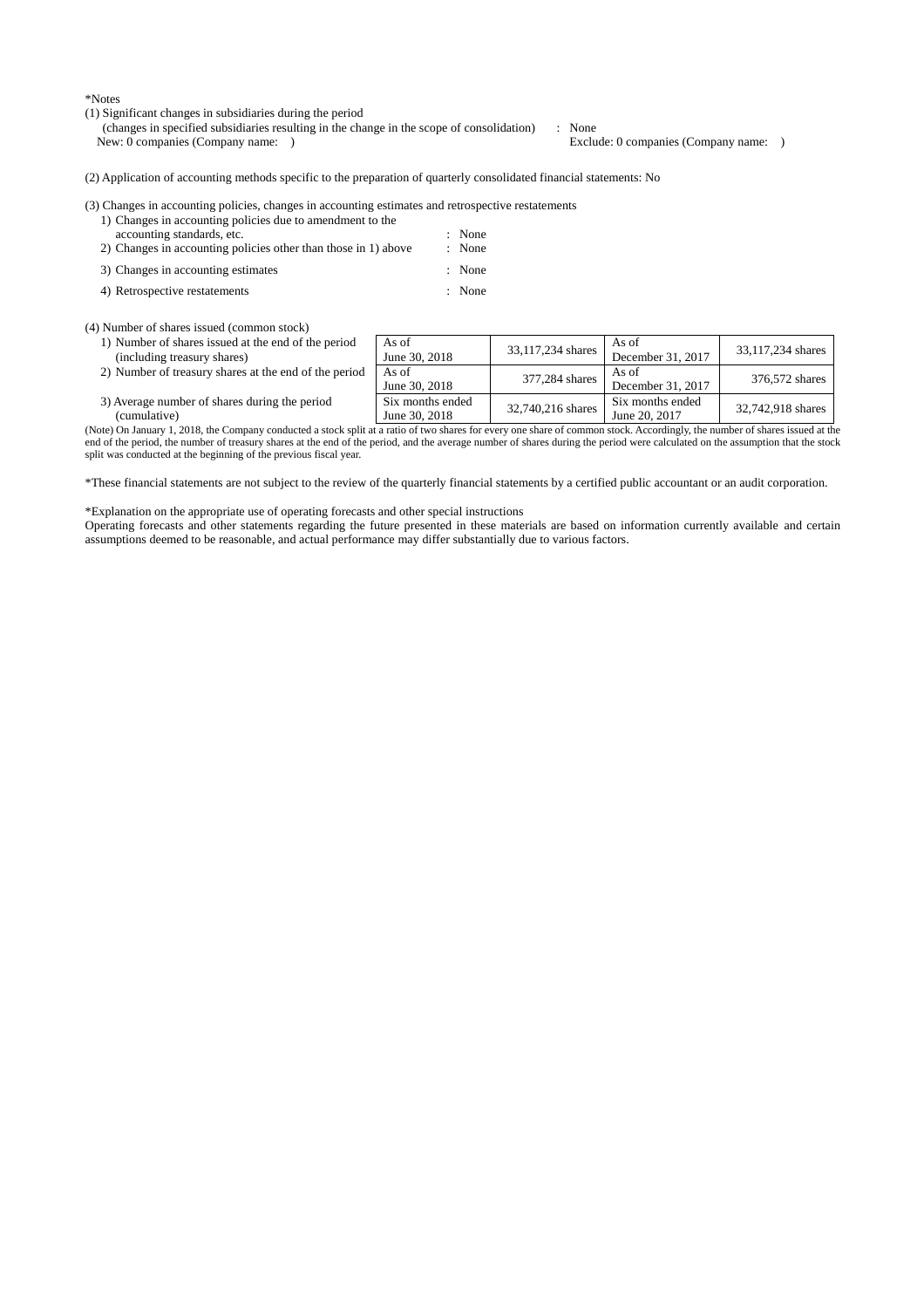*Notes

(1) Significant changes in subsidiaries during the period
(changes in specified subsidiaries resulting in the change in the scope of consolidation) : None
New: 0 companies (Company name: ) Exclude: 0 companies (Company name: )

(2) Application of accounting methods specific to the preparation of quarterly consolidated financial statements: No

(3) Changes in accounting policies, changes in accounting estimates and retrospective restatements

1) Changes in accounting policies due to amendment to the accounting standards, etc. : None
2) Changes in accounting policies other than those in 1) above : None
3) Changes in accounting estimates : None
4) Retrospective restatements : None

(4) Number of shares issued (common stock)

| | | | | |
|---|---|---|---|---|
| 1) Number of shares issued at the end of the period (including treasury shares) | As of June 30, 2018 | 33,117,234 shares | As of December 31, 2017 | 33,117,234 shares |
| 2) Number of treasury shares at the end of the period | As of June 30, 2018 | 377,284 shares | As of December 31, 2017 | 376,572 shares |
| 3) Average number of shares during the period (cumulative) | Six months ended June 30, 2018 | 32,740,216 shares | Six months ended June 20, 2017 | 32,742,918 shares |

(Note) On January 1, 2018, the Company conducted a stock split at a ratio of two shares for every one share of common stock. Accordingly, the number of shares issued at the end of the period, the number of treasury shares at the end of the period, and the average number of shares during the period were calculated on the assumption that the stock split was conducted at the beginning of the previous fiscal year.

*These financial statements are not subject to the review of the quarterly financial statements by a certified public accountant or an audit corporation.

*Explanation on the appropriate use of operating forecasts and other special instructions
Operating forecasts and other statements regarding the future presented in these materials are based on information currently available and certain assumptions deemed to be reasonable, and actual performance may differ substantially due to various factors.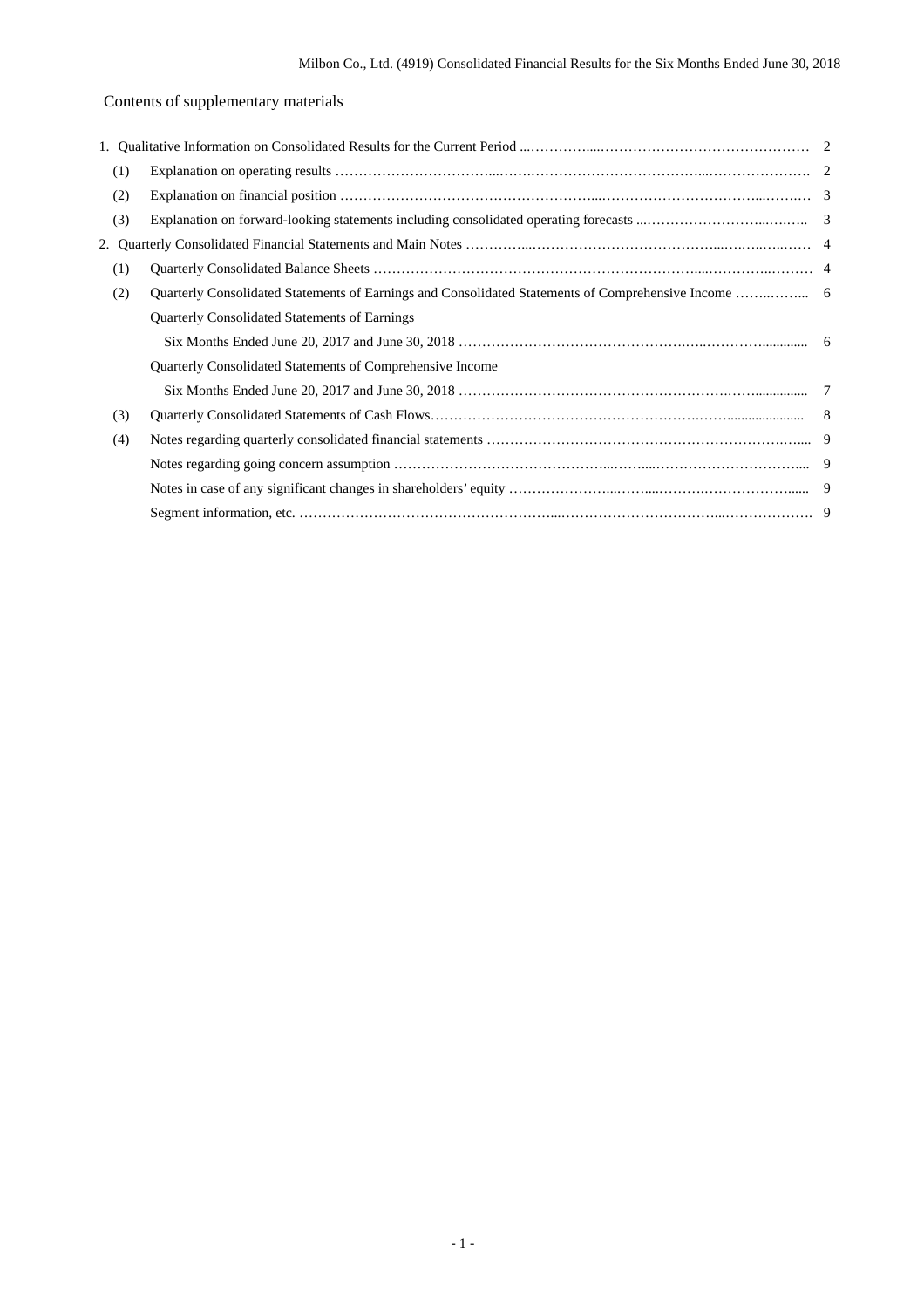Contents of supplementary materials

| | | |
|---|---|---|
| 1. Qualitative Information on Consolidated Results for the Current Period | | 2 |
| (1) | Explanation on operating results | 2 |
| (2) | Explanation on financial position | 3 |
| (3) | Explanation on forward-looking statements including consolidated operating forecasts | 3 |
| 2. Quarterly Consolidated Financial Statements and Main Notes | | 4 |
| (1) | Quarterly Consolidated Balance Sheets | 4 |
| (2) | Quarterly Consolidated Statements of Earnings and Consolidated Statements of Comprehensive Income | 6 |
| | Quarterly Consolidated Statements of Earnings | |
| | Six Months Ended June 20, 2017 and June 30, 2018 | 6 |
| | Quarterly Consolidated Statements of Comprehensive Income | |
| | Six Months Ended June 20, 2017 and June 30, 2018 | 7 |
| (3) | Quarterly Consolidated Statements of Cash Flows | 8 |
| (4) | Notes regarding quarterly consolidated financial statements | 9 |
| | Notes regarding going concern assumption | 9 |
| | Notes in case of any significant changes in shareholders' equity | 9 |
| | Segment information, etc. | 9 |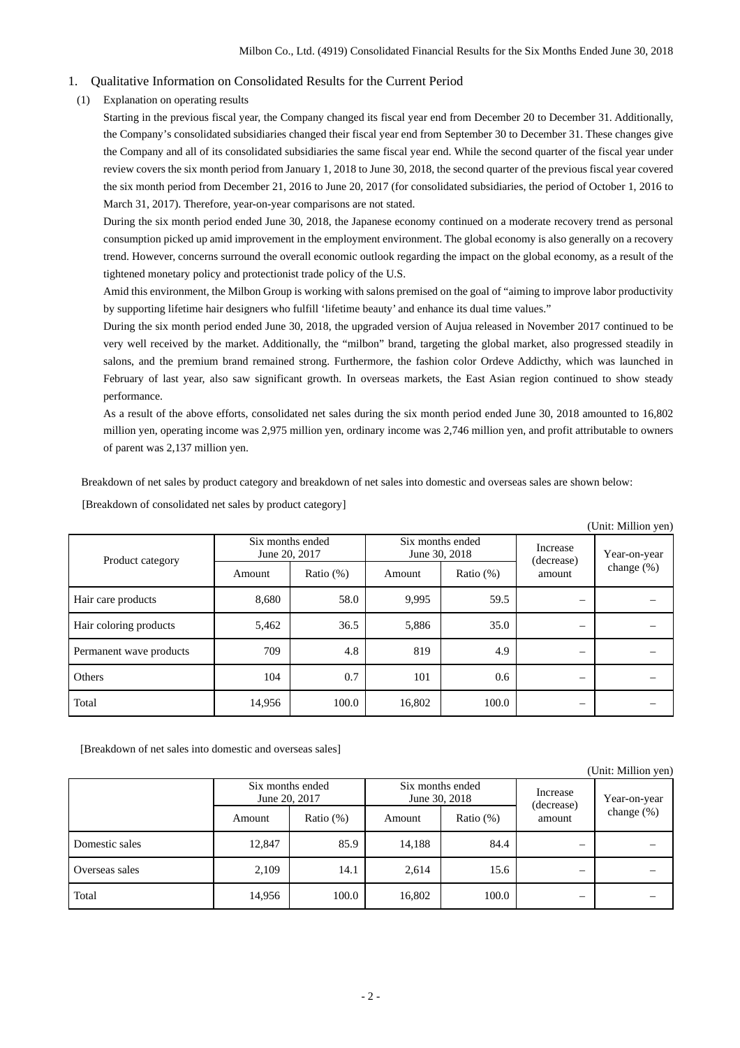## 1. Qualitative Information on Consolidated Results for the Current Period

### (1) Explanation on operating results

Starting in the previous fiscal year, the Company changed its fiscal year end from December 20 to December 31. Additionally, the Company's consolidated subsidiaries changed their fiscal year end from September 30 to December 31. These changes give the Company and all of its consolidated subsidiaries the same fiscal year end. While the second quarter of the fiscal year under review covers the six month period from January 1, 2018 to June 30, 2018, the second quarter of the previous fiscal year covered the six month period from December 21, 2016 to June 20, 2017 (for consolidated subsidiaries, the period of October 1, 2016 to March 31, 2017). Therefore, year-on-year comparisons are not stated.

During the six month period ended June 30, 2018, the Japanese economy continued on a moderate recovery trend as personal consumption picked up amid improvement in the employment environment. The global economy is also generally on a recovery trend. However, concerns surround the overall economic outlook regarding the impact on the global economy, as a result of the tightened monetary policy and protectionist trade policy of the U.S.

Amid this environment, the Milbon Group is working with salons premised on the goal of "aiming to improve labor productivity by supporting lifetime hair designers who fulfill 'lifetime beauty' and enhance its dual time values."

During the six month period ended June 30, 2018, the upgraded version of Aujua released in November 2017 continued to be very well received by the market. Additionally, the "milbon" brand, targeting the global market, also progressed steadily in salons, and the premium brand remained strong. Furthermore, the fashion color Ordeve Addicthy, which was launched in February of last year, also saw significant growth. In overseas markets, the East Asian region continued to show steady performance.

As a result of the above efforts, consolidated net sales during the six month period ended June 30, 2018 amounted to 16,802 million yen, operating income was 2,975 million yen, ordinary income was 2,746 million yen, and profit attributable to owners of parent was 2,137 million yen.

Breakdown of net sales by product category and breakdown of net sales into domestic and overseas sales are shown below:

[Breakdown of consolidated net sales by product category]

(Unit: Million yen)

| Product category | Six months ended June 20, 2017 | | Six months ended June 30, 2018 | | Increase (decrease) amount | Year-on-year change (%) |
|---|---|---|---|---|---|---|
| | Amount | Ratio (%) | Amount | Ratio (%) | | |
| Hair care products | 8,680 | 58.0 | 9,995 | 59.5 | – | – |
| Hair coloring products | 5,462 | 36.5 | 5,886 | 35.0 | – | – |
| Permanent wave products | 709 | 4.8 | 819 | 4.9 | – | – |
| Others | 104 | 0.7 | 101 | 0.6 | – | – |
| Total | 14,956 | 100.0 | 16,802 | 100.0 | – | – |

[Breakdown of net sales into domestic and overseas sales]

(Unit: Million yen)

| | Six months ended June 20, 2017 | | Six months ended June 30, 2018 | | Increase (decrease) amount | Year-on-year change (%) |
|---|---|---|---|---|---|---|
| | Amount | Ratio (%) | Amount | Ratio (%) | | |
| Domestic sales | 12,847 | 85.9 | 14,188 | 84.4 | – | – |
| Overseas sales | 2,109 | 14.1 | 2,614 | 15.6 | – | – |
| Total | 14,956 | 100.0 | 16,802 | 100.0 | – | – |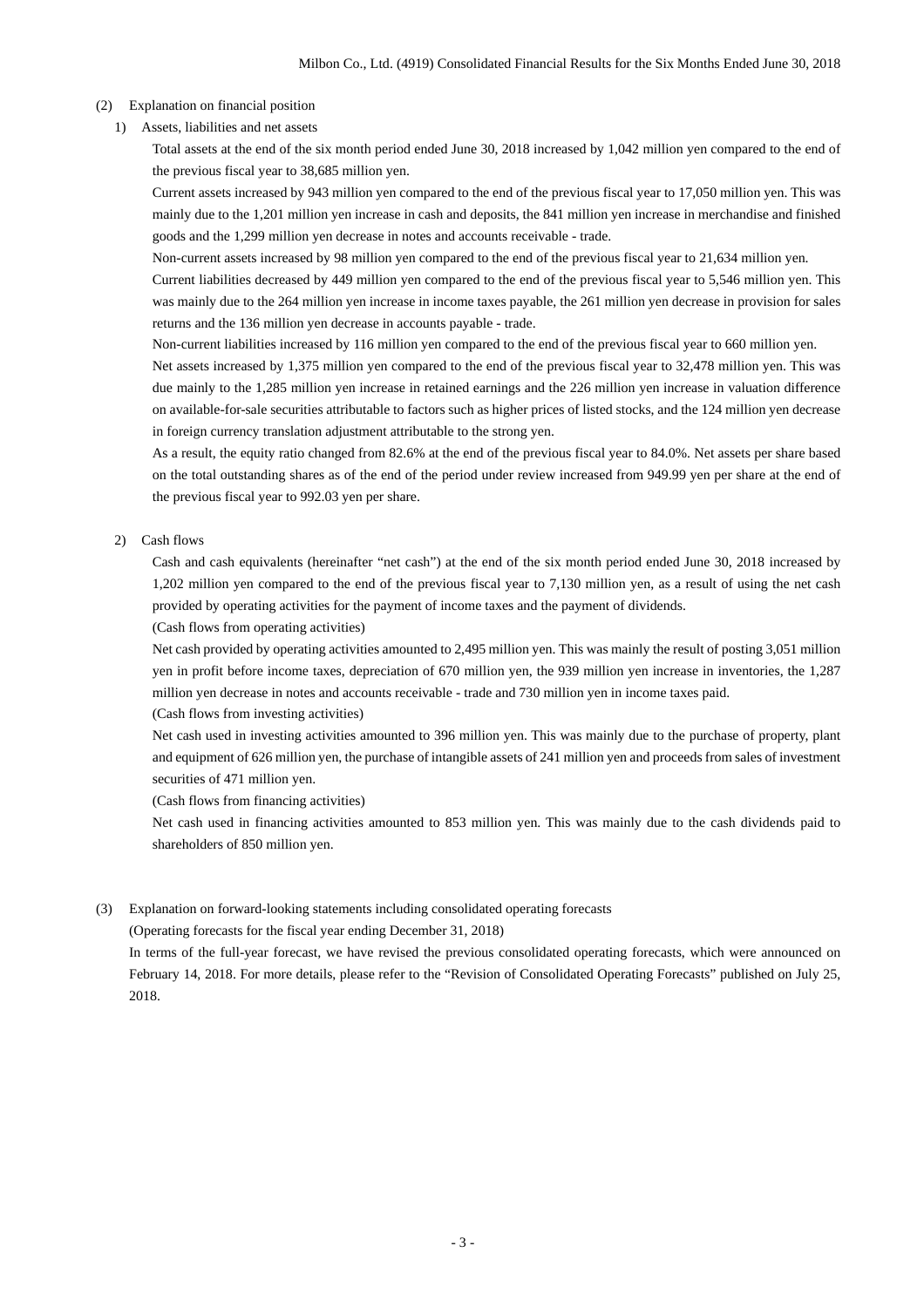## (2) Explanation on financial position

### 1) Assets, liabilities and net assets

Total assets at the end of the six month period ended June 30, 2018 increased by 1,042 million yen compared to the end of the previous fiscal year to 38,685 million yen.

Current assets increased by 943 million yen compared to the end of the previous fiscal year to 17,050 million yen. This was mainly due to the 1,201 million yen increase in cash and deposits, the 841 million yen increase in merchandise and finished goods and the 1,299 million yen decrease in notes and accounts receivable - trade.

Non-current assets increased by 98 million yen compared to the end of the previous fiscal year to 21,634 million yen.

Current liabilities decreased by 449 million yen compared to the end of the previous fiscal year to 5,546 million yen. This was mainly due to the 264 million yen increase in income taxes payable, the 261 million yen decrease in provision for sales returns and the 136 million yen decrease in accounts payable - trade.

Non-current liabilities increased by 116 million yen compared to the end of the previous fiscal year to 660 million yen.

Net assets increased by 1,375 million yen compared to the end of the previous fiscal year to 32,478 million yen. This was due mainly to the 1,285 million yen increase in retained earnings and the 226 million yen increase in valuation difference on available-for-sale securities attributable to factors such as higher prices of listed stocks, and the 124 million yen decrease in foreign currency translation adjustment attributable to the strong yen.

As a result, the equity ratio changed from 82.6% at the end of the previous fiscal year to 84.0%. Net assets per share based on the total outstanding shares as of the end of the period under review increased from 949.99 yen per share at the end of the previous fiscal year to 992.03 yen per share.

### 2) Cash flows

Cash and cash equivalents (hereinafter "net cash") at the end of the six month period ended June 30, 2018 increased by 1,202 million yen compared to the end of the previous fiscal year to 7,130 million yen, as a result of using the net cash provided by operating activities for the payment of income taxes and the payment of dividends.

(Cash flows from operating activities)

Net cash provided by operating activities amounted to 2,495 million yen. This was mainly the result of posting 3,051 million yen in profit before income taxes, depreciation of 670 million yen, the 939 million yen increase in inventories, the 1,287 million yen decrease in notes and accounts receivable - trade and 730 million yen in income taxes paid.

(Cash flows from investing activities)

Net cash used in investing activities amounted to 396 million yen. This was mainly due to the purchase of property, plant and equipment of 626 million yen, the purchase of intangible assets of 241 million yen and proceeds from sales of investment securities of 471 million yen.

(Cash flows from financing activities)

Net cash used in financing activities amounted to 853 million yen. This was mainly due to the cash dividends paid to shareholders of 850 million yen.

## (3) Explanation on forward-looking statements including consolidated operating forecasts

(Operating forecasts for the fiscal year ending December 31, 2018)

In terms of the full-year forecast, we have revised the previous consolidated operating forecasts, which were announced on February 14, 2018. For more details, please refer to the "Revision of Consolidated Operating Forecasts" published on July 25, 2018.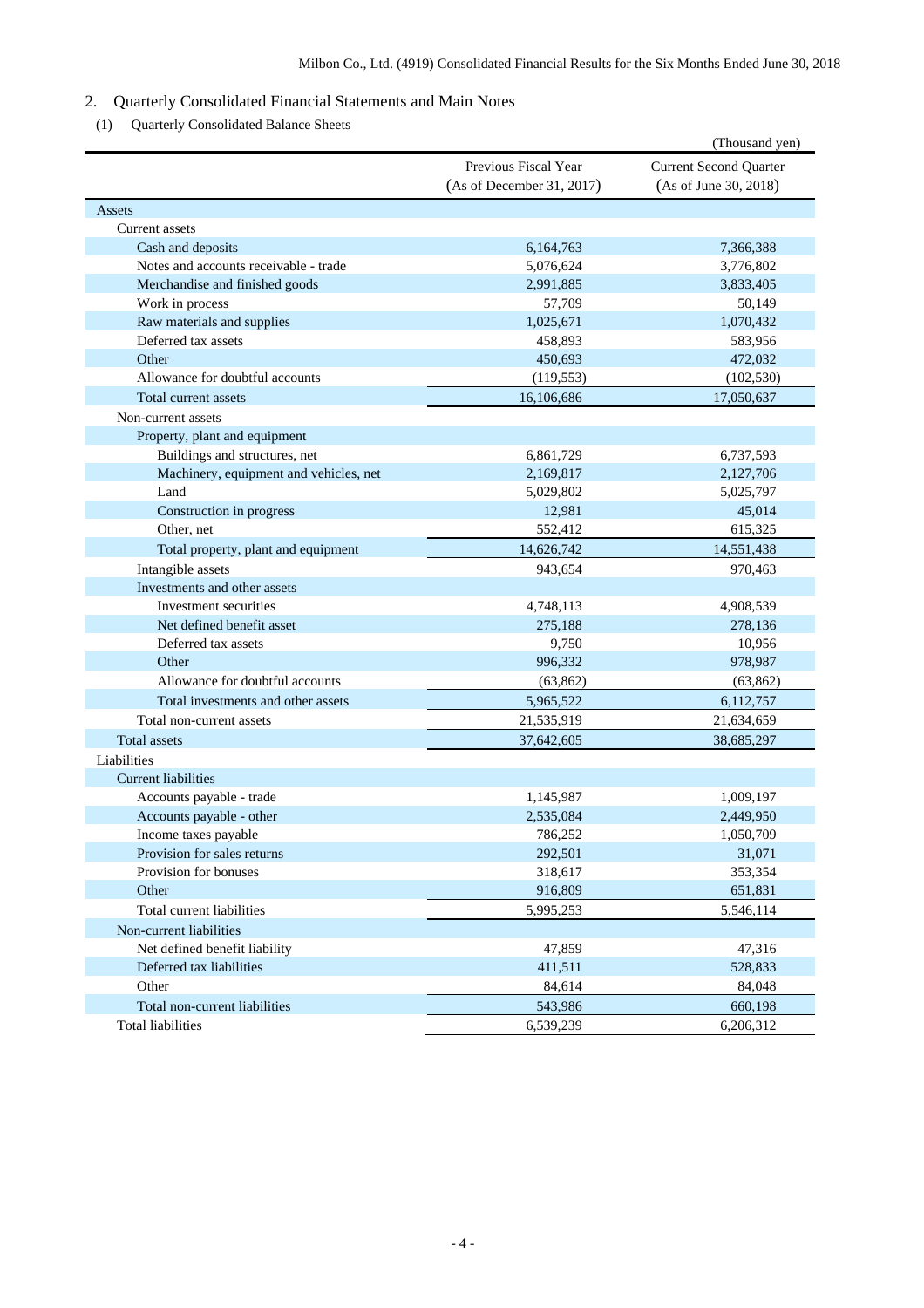## 2. Quarterly Consolidated Financial Statements and Main Notes

### (1) Quarterly Consolidated Balance Sheets

(Thousand yen)

| | Previous Fiscal Year (As of December 31, 2017) | Current Second Quarter (As of June 30, 2018) |
|---|---|---|
| Assets | | |
| Current assets | | |
| Cash and deposits | 6,164,763 | 7,366,388 |
| Notes and accounts receivable - trade | 5,076,624 | 3,776,802 |
| Merchandise and finished goods | 2,991,885 | 3,833,405 |
| Work in process | 57,709 | 50,149 |
| Raw materials and supplies | 1,025,671 | 1,070,432 |
| Deferred tax assets | 458,893 | 583,956 |
| Other | 450,693 | 472,032 |
| Allowance for doubtful accounts | (119,553) | (102,530) |
| Total current assets | 16,106,686 | 17,050,637 |
| Non-current assets | | |
| Property, plant and equipment | | |
| Buildings and structures, net | 6,861,729 | 6,737,593 |
| Machinery, equipment and vehicles, net | 2,169,817 | 2,127,706 |
| Land | 5,029,802 | 5,025,797 |
| Construction in progress | 12,981 | 45,014 |
| Other, net | 552,412 | 615,325 |
| Total property, plant and equipment | 14,626,742 | 14,551,438 |
| Intangible assets | 943,654 | 970,463 |
| Investments and other assets | | |
| Investment securities | 4,748,113 | 4,908,539 |
| Net defined benefit asset | 275,188 | 278,136 |
| Deferred tax assets | 9,750 | 10,956 |
| Other | 996,332 | 978,987 |
| Allowance for doubtful accounts | (63,862) | (63,862) |
| Total investments and other assets | 5,965,522 | 6,112,757 |
| Total non-current assets | 21,535,919 | 21,634,659 |
| Total assets | 37,642,605 | 38,685,297 |
| Liabilities | | |
| Current liabilities | | |
| Accounts payable - trade | 1,145,987 | 1,009,197 |
| Accounts payable - other | 2,535,084 | 2,449,950 |
| Income taxes payable | 786,252 | 1,050,709 |
| Provision for sales returns | 292,501 | 31,071 |
| Provision for bonuses | 318,617 | 353,354 |
| Other | 916,809 | 651,831 |
| Total current liabilities | 5,995,253 | 5,546,114 |
| Non-current liabilities | | |
| Net defined benefit liability | 47,859 | 47,316 |
| Deferred tax liabilities | 411,511 | 528,833 |
| Other | 84,614 | 84,048 |
| Total non-current liabilities | 543,986 | 660,198 |
| Total liabilities | 6,539,239 | 6,206,312 |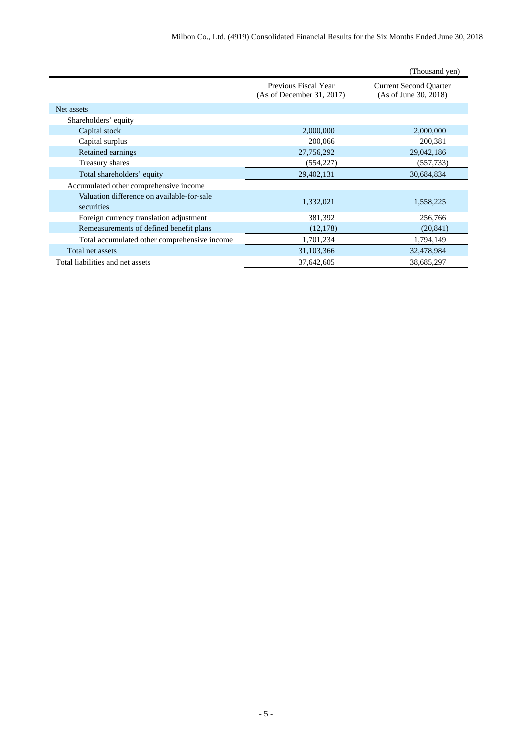(Thousand yen)

| | Previous Fiscal Year (As of December 31, 2017) | Current Second Quarter (As of June 30, 2018) |
|---|---|---|
| Net assets | | |
| Shareholders' equity | | |
| Capital stock | 2,000,000 | 2,000,000 |
| Capital surplus | 200,066 | 200,381 |
| Retained earnings | 27,756,292 | 29,042,186 |
| Treasury shares | (554,227) | (557,733) |
| Total shareholders' equity | 29,402,131 | 30,684,834 |
| Accumulated other comprehensive income | | |
| Valuation difference on available-for-sale securities | 1,332,021 | 1,558,225 |
| Foreign currency translation adjustment | 381,392 | 256,766 |
| Remeasurements of defined benefit plans | (12,178) | (20,841) |
| Total accumulated other comprehensive income | 1,701,234 | 1,794,149 |
| Total net assets | 31,103,366 | 32,478,984 |
| Total liabilities and net assets | 37,642,605 | 38,685,297 |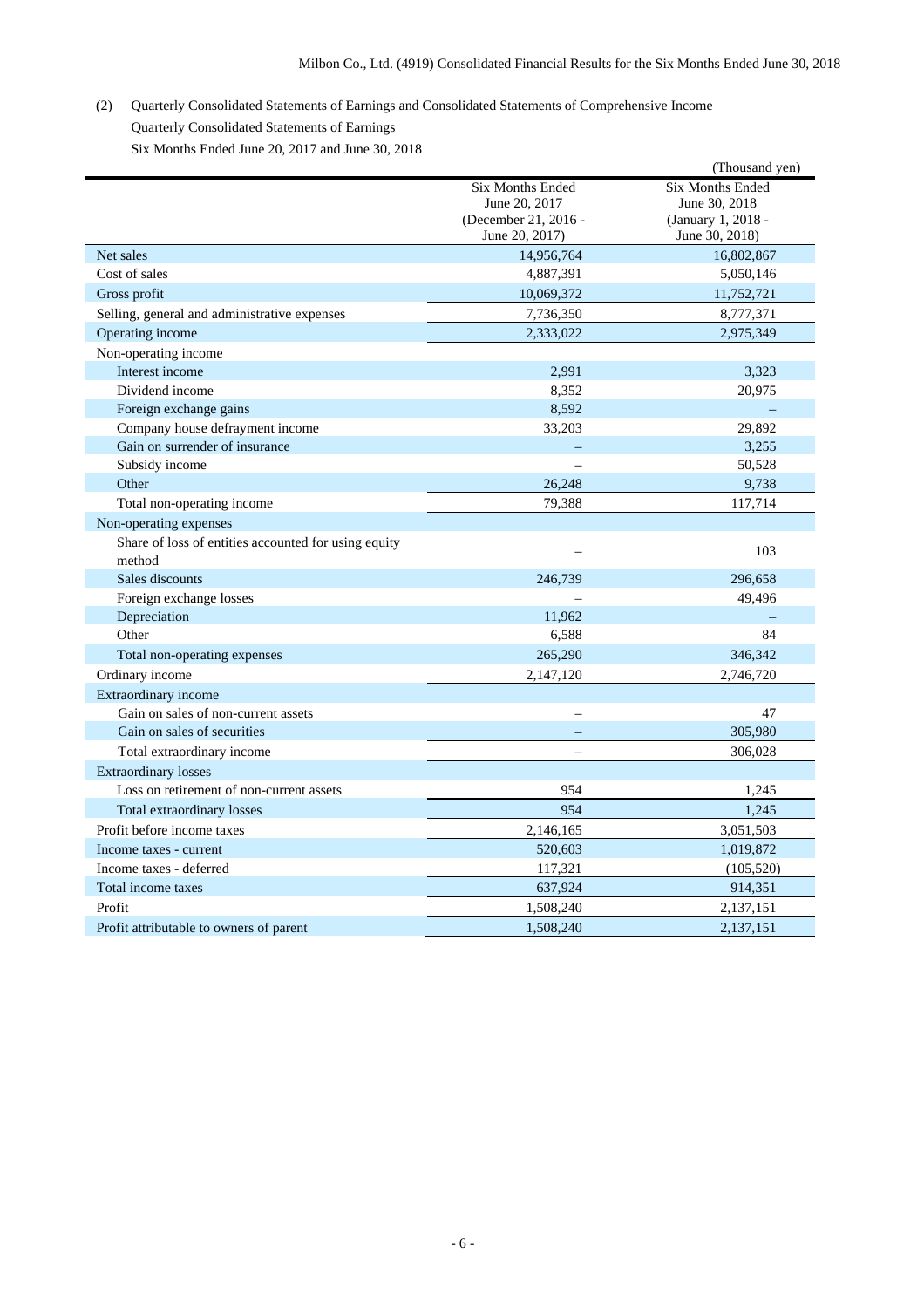(2) Quarterly Consolidated Statements of Earnings and Consolidated Statements of Comprehensive Income

Quarterly Consolidated Statements of Earnings

Six Months Ended June 20, 2017 and June 30, 2018

(Thousand yen)

| | Six Months Ended June 20, 2017 (December 21, 2016 - June 20, 2017) | Six Months Ended June 30, 2018 (January 1, 2018 - June 30, 2018) |
|---|---|---|
| Net sales | 14,956,764 | 16,802,867 |
| Cost of sales | 4,887,391 | 5,050,146 |
| Gross profit | 10,069,372 | 11,752,721 |
| Selling, general and administrative expenses | 7,736,350 | 8,777,371 |
| Operating income | 2,333,022 | 2,975,349 |
| Non-operating income | | |
| Interest income | 2,991 | 3,323 |
| Dividend income | 8,352 | 20,975 |
| Foreign exchange gains | 8,592 | – |
| Company house defrayment income | 33,203 | 29,892 |
| Gain on surrender of insurance | – | 3,255 |
| Subsidy income | – | 50,528 |
| Other | 26,248 | 9,738 |
| Total non-operating income | 79,388 | 117,714 |
| Non-operating expenses | | |
| Share of loss of entities accounted for using equity method | – | 103 |
| Sales discounts | 246,739 | 296,658 |
| Foreign exchange losses | – | 49,496 |
| Depreciation | 11,962 | – |
| Other | 6,588 | 84 |
| Total non-operating expenses | 265,290 | 346,342 |
| Ordinary income | 2,147,120 | 2,746,720 |
| Extraordinary income | | |
| Gain on sales of non-current assets | – | 47 |
| Gain on sales of securities | – | 305,980 |
| Total extraordinary income | – | 306,028 |
| Extraordinary losses | | |
| Loss on retirement of non-current assets | 954 | 1,245 |
| Total extraordinary losses | 954 | 1,245 |
| Profit before income taxes | 2,146,165 | 3,051,503 |
| Income taxes - current | 520,603 | 1,019,872 |
| Income taxes - deferred | 117,321 | (105,520) |
| Total income taxes | 637,924 | 914,351 |
| Profit | 1,508,240 | 2,137,151 |
| Profit attributable to owners of parent | 1,508,240 | 2,137,151 |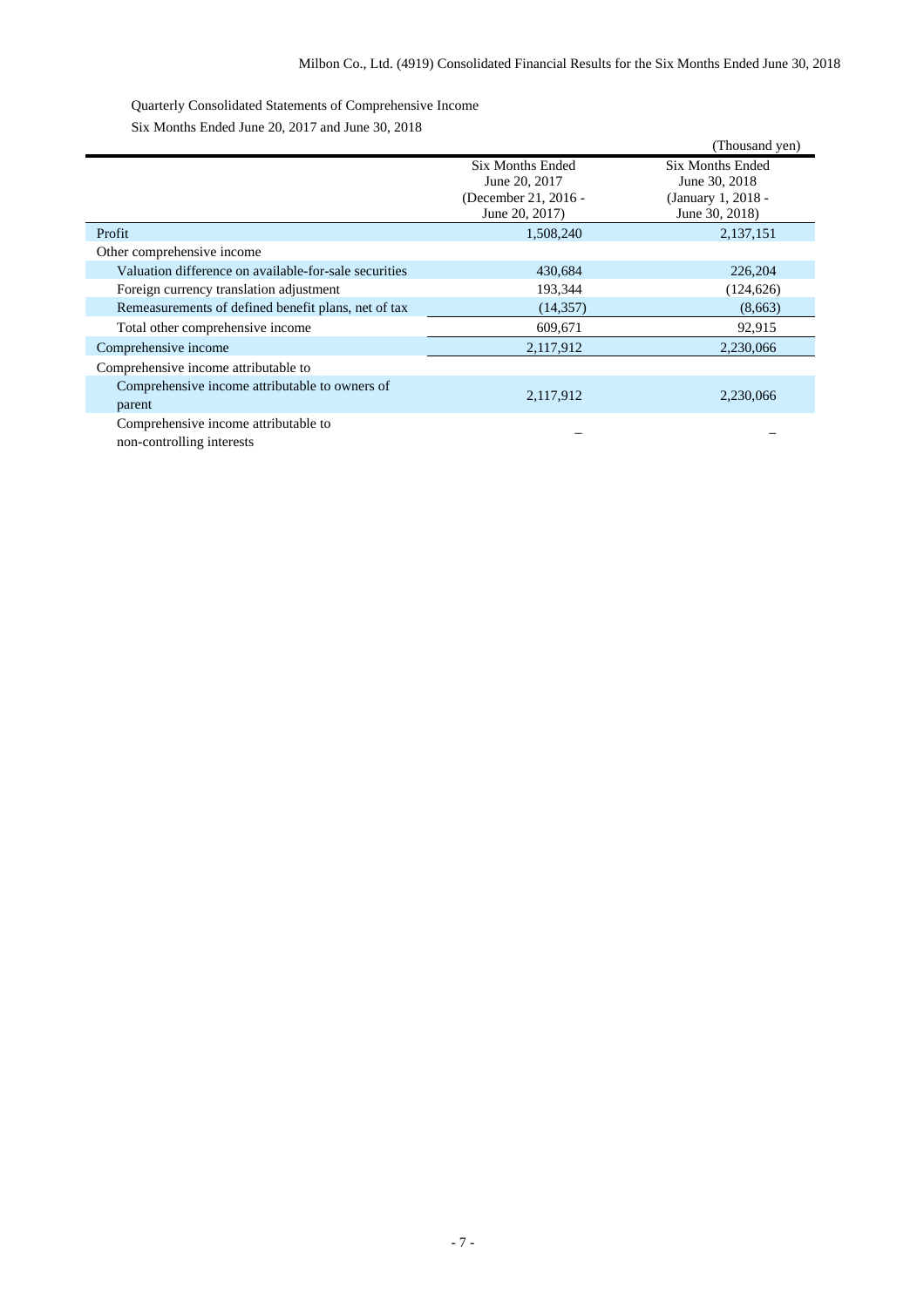Quarterly Consolidated Statements of Comprehensive Income

Six Months Ended June 20, 2017 and June 30, 2018

(Thousand yen)

| | Six Months Ended June 20, 2017 (December 21, 2016 - June 20, 2017) | Six Months Ended June 30, 2018 (January 1, 2018 - June 30, 2018) |
|---|---|---|
| Profit | 1,508,240 | 2,137,151 |
| Other comprehensive income | | |
| Valuation difference on available-for-sale securities | 430,684 | 226,204 |
| Foreign currency translation adjustment | 193,344 | (124,626) |
| Remeasurements of defined benefit plans, net of tax | (14,357) | (8,663) |
| Total other comprehensive income | 609,671 | 92,915 |
| Comprehensive income | 2,117,912 | 2,230,066 |
| Comprehensive income attributable to | | |
| Comprehensive income attributable to owners of parent | 2,117,912 | 2,230,066 |
| Comprehensive income attributable to non-controlling interests | – | – |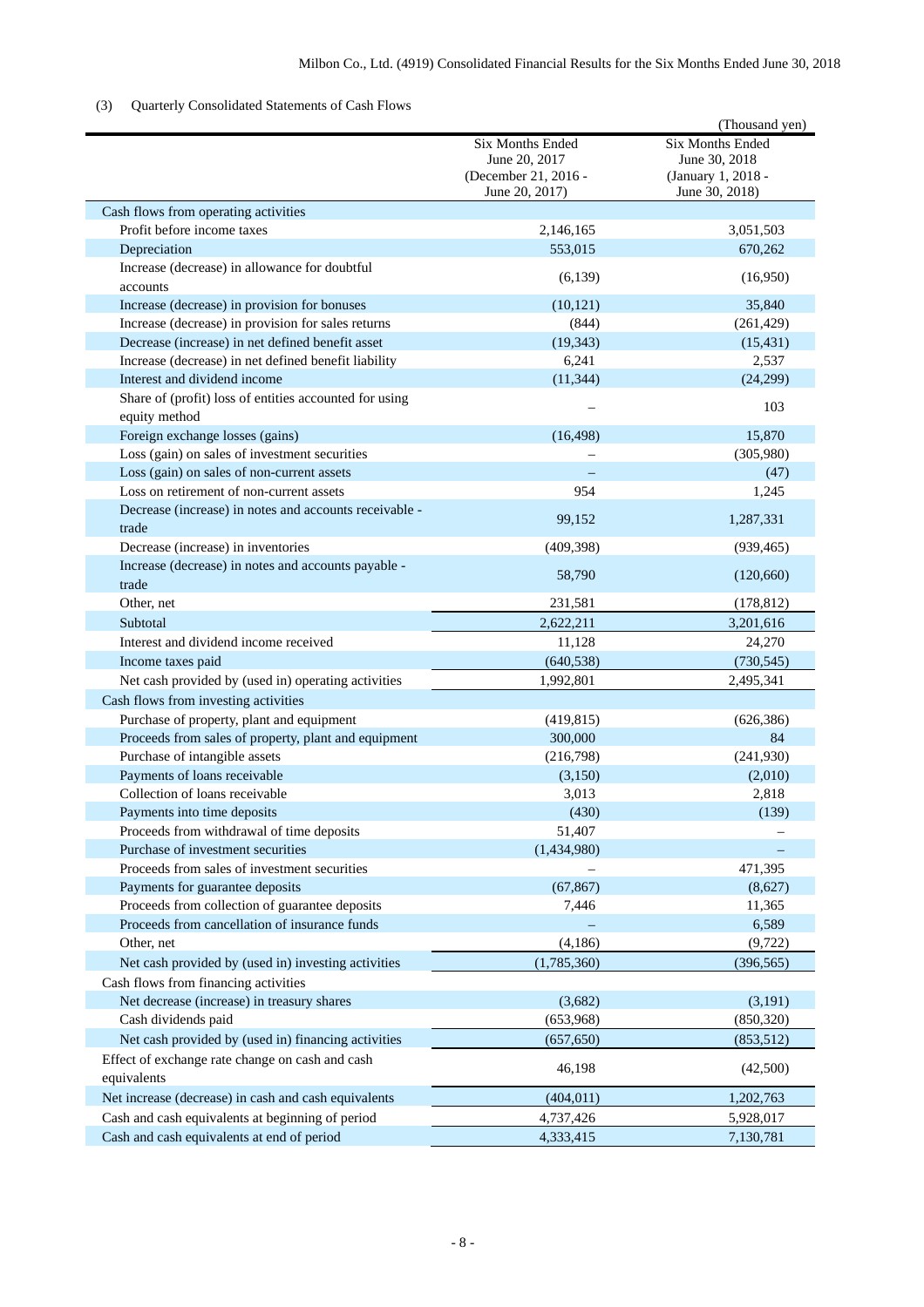(3) Quarterly Consolidated Statements of Cash Flows

(Thousand yen)

| | Six Months Ended June 20, 2017 (December 21, 2016 - June 20, 2017) | Six Months Ended June 30, 2018 (January 1, 2018 - June 30, 2018) |
|---|---|---|
| Cash flows from operating activities | | |
| Profit before income taxes | 2,146,165 | 3,051,503 |
| Depreciation | 553,015 | 670,262 |
| Increase (decrease) in allowance for doubtful accounts | (6,139) | (16,950) |
| Increase (decrease) in provision for bonuses | (10,121) | 35,840 |
| Increase (decrease) in provision for sales returns | (844) | (261,429) |
| Decrease (increase) in net defined benefit asset | (19,343) | (15,431) |
| Increase (decrease) in net defined benefit liability | 6,241 | 2,537 |
| Interest and dividend income | (11,344) | (24,299) |
| Share of (profit) loss of entities accounted for using equity method | – | 103 |
| Foreign exchange losses (gains) | (16,498) | 15,870 |
| Loss (gain) on sales of investment securities | – | (305,980) |
| Loss (gain) on sales of non-current assets | – | (47) |
| Loss on retirement of non-current assets | 954 | 1,245 |
| Decrease (increase) in notes and accounts receivable - trade | 99,152 | 1,287,331 |
| Decrease (increase) in inventories | (409,398) | (939,465) |
| Increase (decrease) in notes and accounts payable - trade | 58,790 | (120,660) |
| Other, net | 231,581 | (178,812) |
| Subtotal | 2,622,211 | 3,201,616 |
| Interest and dividend income received | 11,128 | 24,270 |
| Income taxes paid | (640,538) | (730,545) |
| Net cash provided by (used in) operating activities | 1,992,801 | 2,495,341 |
| Cash flows from investing activities | | |
| Purchase of property, plant and equipment | (419,815) | (626,386) |
| Proceeds from sales of property, plant and equipment | 300,000 | 84 |
| Purchase of intangible assets | (216,798) | (241,930) |
| Payments of loans receivable | (3,150) | (2,010) |
| Collection of loans receivable | 3,013 | 2,818 |
| Payments into time deposits | (430) | (139) |
| Proceeds from withdrawal of time deposits | 51,407 | – |
| Purchase of investment securities | (1,434,980) | – |
| Proceeds from sales of investment securities | – | 471,395 |
| Payments for guarantee deposits | (67,867) | (8,627) |
| Proceeds from collection of guarantee deposits | 7,446 | 11,365 |
| Proceeds from cancellation of insurance funds | – | 6,589 |
| Other, net | (4,186) | (9,722) |
| Net cash provided by (used in) investing activities | (1,785,360) | (396,565) |
| Cash flows from financing activities | | |
| Net decrease (increase) in treasury shares | (3,682) | (3,191) |
| Cash dividends paid | (653,968) | (850,320) |
| Net cash provided by (used in) financing activities | (657,650) | (853,512) |
| Effect of exchange rate change on cash and cash equivalents | 46,198 | (42,500) |
| Net increase (decrease) in cash and cash equivalents | (404,011) | 1,202,763 |
| Cash and cash equivalents at beginning of period | 4,737,426 | 5,928,017 |
| Cash and cash equivalents at end of period | 4,333,415 | 7,130,781 |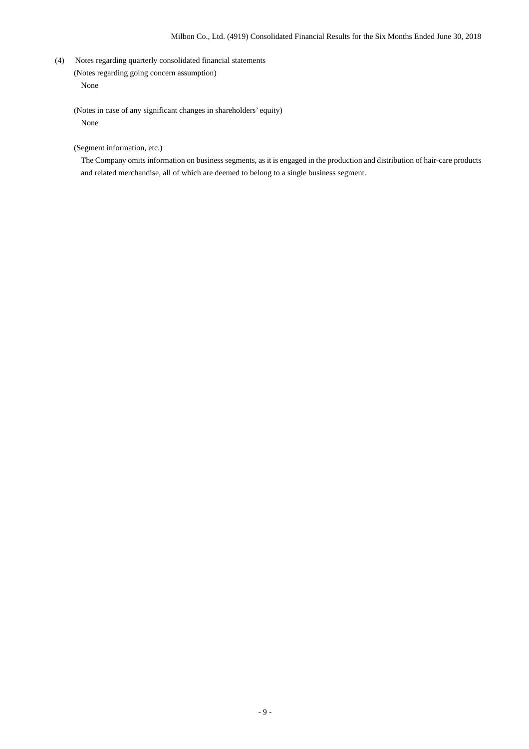(4) Notes regarding quarterly consolidated financial statements

(Notes regarding going concern assumption)

None

(Notes in case of any significant changes in shareholders' equity)

None

(Segment information, etc.)

The Company omits information on business segments, as it is engaged in the production and distribution of hair-care products and related merchandise, all of which are deemed to belong to a single business segment.